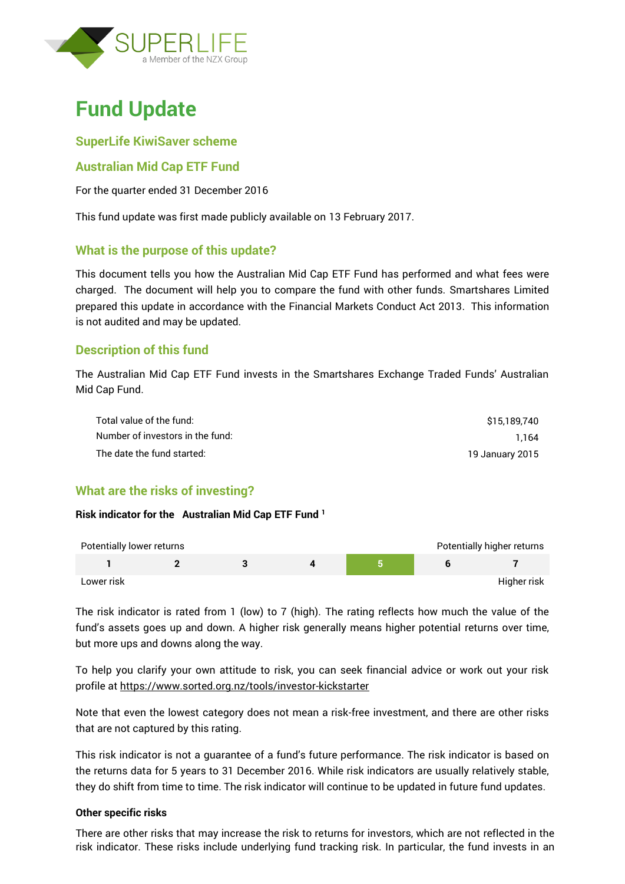# Fund Update

## SuperLife KiwiSaver scheme

## Australian Mid Cap ETF Fund

For the quarter ended 31 December 2016

This fund update was first made publicly available on 13 February 2017.

## What is the purpose of this update?

This document tells you how the Australian Mid Cap ETF Fund has performed and what fees were charged. The document will help you to compare the fund with other funds. Smartshares Limited prepared this update in accordance with the Financial Markets Conduct Act 2013. This information is not audited and may be updated.

## Description of this fund

The Australian Mid Cap ETF Fund invests in the Smartshares Exchange Traded Funds' Australian Mid Cap Fund.

| | |
|---|---|
| Total value of the fund: | $15,189,740 |
| Number of investors in the fund: | 1,164 |
| The date the fund started: | 19 January 2015 |

## What are the risks of investing?

**Risk indicator for the Australian Mid Cap ETF Fund [1]**

| Potentially lower returns | | | | | | Potentially higher returns |
|---|---|---|---|---|---|---|
| 1 | 2 | 3 | 4 | **5** | 6 | 7 |
| Lower risk | | | | | | Higher risk |

The risk indicator is rated from 1 (low) to 7 (high). The rating reflects how much the value of the fund's assets goes up and down. A higher risk generally means higher potential returns over time, but more ups and downs along the way.

To help you clarify your own attitude to risk, you can seek financial advice or work out your risk profile at https://www.sorted.org.nz/tools/investor-kickstarter

Note that even the lowest category does not mean a risk-free investment, and there are other risks that are not captured by this rating.

This risk indicator is not a guarantee of a fund's future performance. The risk indicator is based on the returns data for 5 years to 31 December 2016. While risk indicators are usually relatively stable, they do shift from time to time. The risk indicator will continue to be updated in future fund updates.

**Other specific risks**

There are other risks that may increase the risk to returns for investors, which are not reflected in the risk indicator. These risks include underlying fund tracking risk. In particular, the fund invests in an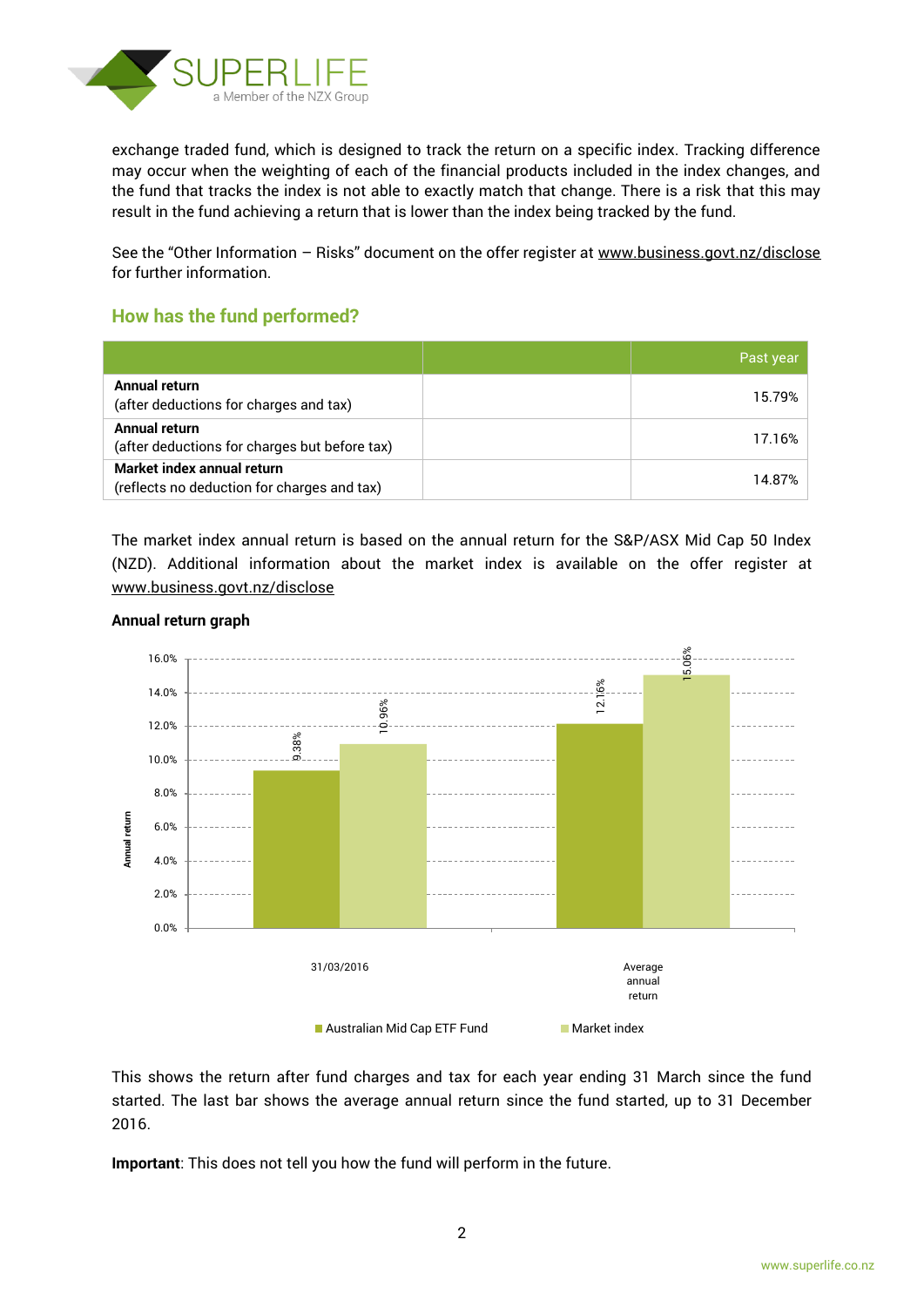exchange traded fund, which is designed to track the return on a specific index. Tracking difference may occur when the weighting of each of the financial products included in the index changes, and the fund that tracks the index is not able to exactly match that change. There is a risk that this may result in the fund achieving a return that is lower than the index being tracked by the fund.

See the "Other Information – Risks" document on the offer register at www.business.govt.nz/disclose for further information.

## How has the fund performed?

| | | Past year |
|---|---|---|
| **Annual return**<br>(after deductions for charges and tax) | | 15.79% |
| **Annual return**<br>(after deductions for charges but before tax) | | 17.16% |
| **Market index annual return**<br>(reflects no deduction for charges and tax) | | 14.87% |

The market index annual return is based on the annual return for the S&P/ASX Mid Cap 50 Index (NZD). Additional information about the market index is available on the offer register at www.business.govt.nz/disclose

**Annual return graph**

| | Australian Mid Cap ETF Fund | Market index |
|---|---|---|
| 31/03/2016 | 9.38% | 10.96% |
| Average annual return | 12.16% | 15.06% |

This shows the return after fund charges and tax for each year ending 31 March since the fund started. The last bar shows the average annual return since the fund started, up to 31 December 2016.

**Important**: This does not tell you how the fund will perform in the future.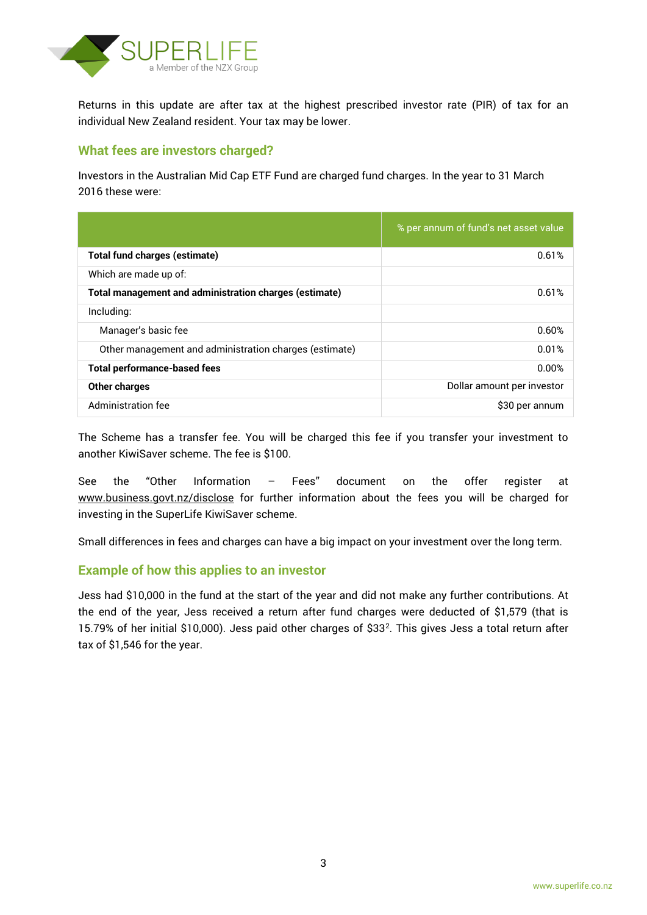Returns in this update are after tax at the highest prescribed investor rate (PIR) of tax for an individual New Zealand resident. Your tax may be lower.

## What fees are investors charged?

Investors in the Australian Mid Cap ETF Fund are charged fund charges. In the year to 31 March 2016 these were:

| | % per annum of fund's net asset value |
|---|---|
| **Total fund charges (estimate)** | 0.61% |
| Which are made up of: | |
| **Total management and administration charges (estimate)** | 0.61% |
| Including: | |
| Manager's basic fee | 0.60% |
| Other management and administration charges (estimate) | 0.01% |
| **Total performance-based fees** | 0.00% |
| **Other charges** | Dollar amount per investor |
| Administration fee | $30 per annum |

The Scheme has a transfer fee. You will be charged this fee if you transfer your investment to another KiwiSaver scheme. The fee is $100.

See the "Other Information – Fees" document on the offer register at www.business.govt.nz/disclose for further information about the fees you will be charged for investing in the SuperLife KiwiSaver scheme.

Small differences in fees and charges can have a big impact on your investment over the long term.

## Example of how this applies to an investor

Jess had $10,000 in the fund at the start of the year and did not make any further contributions. At the end of the year, Jess received a return after fund charges were deducted of $1,579 (that is 15.79% of her initial $10,000). Jess paid other charges of $33[2]. This gives Jess a total return after tax of $1,546 for the year.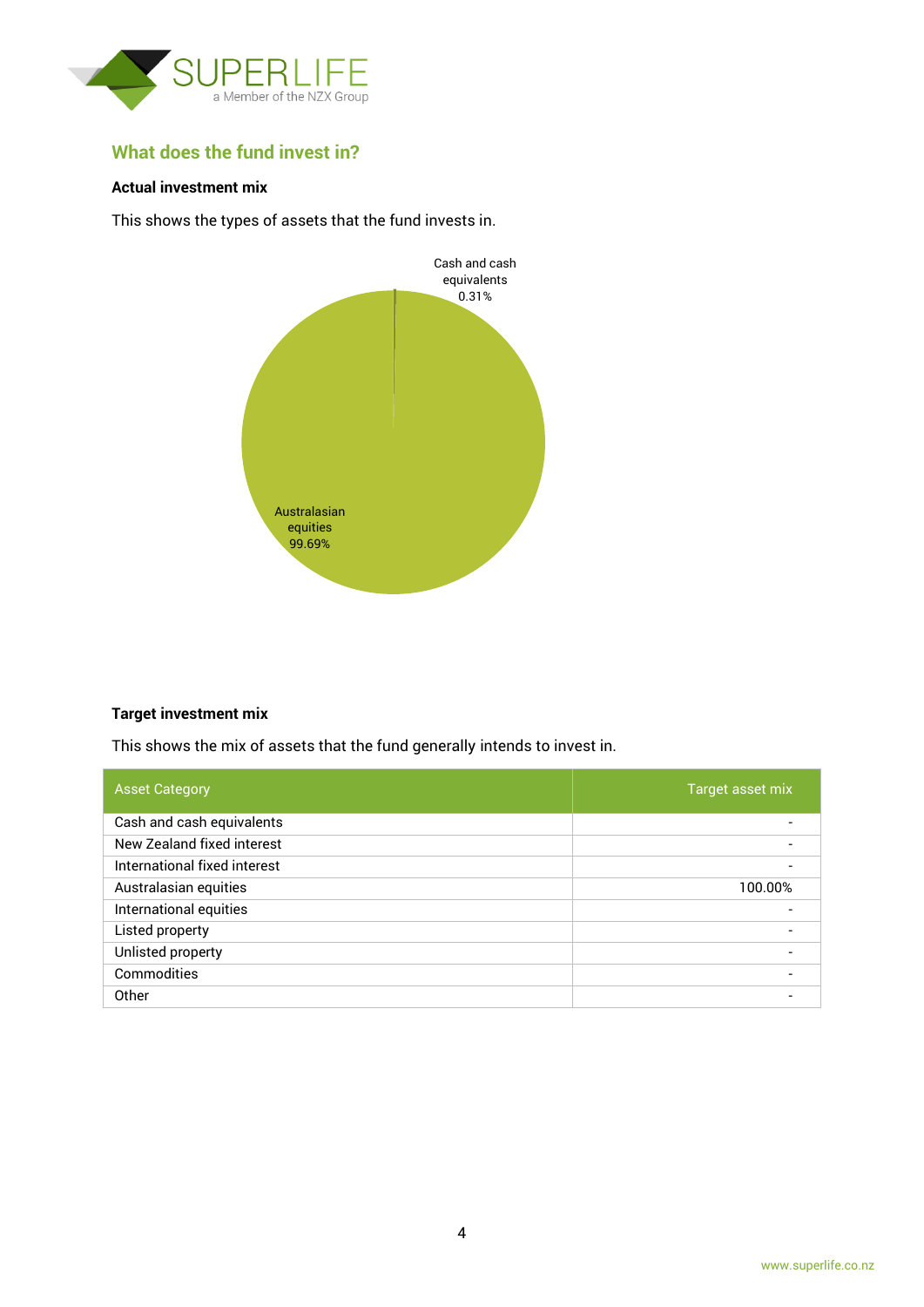## What does the fund invest in?

**Actual investment mix**

This shows the types of assets that the fund invests in.

Cash and cash equivalents 0.31%

Australasian equities 99.69%

**Target investment mix**

This shows the mix of assets that the fund generally intends to invest in.

| Asset Category | Target asset mix |
|---|---|
| Cash and cash equivalents | - |
| New Zealand fixed interest | - |
| International fixed interest | - |
| Australasian equities | 100.00% |
| International equities | - |
| Listed property | - |
| Unlisted property | - |
| Commodities | - |
| Other | - |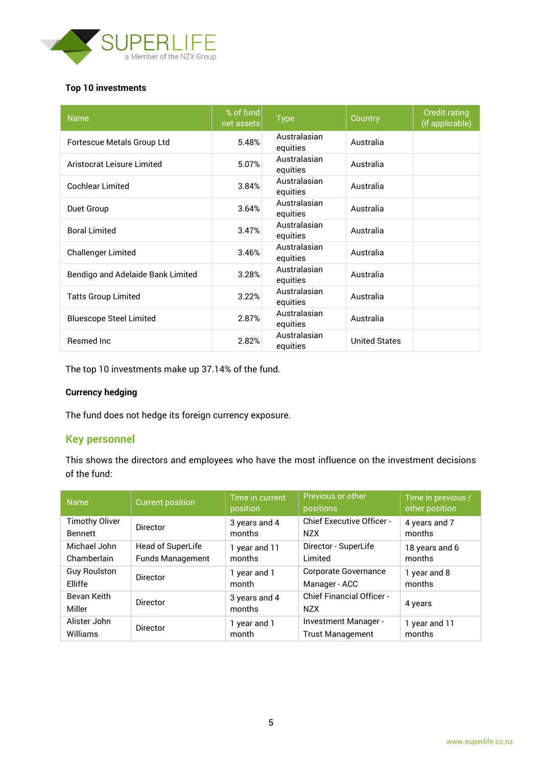**Top 10 investments**

| Name | % of fund net assets | Type | Country | Credit rating (if applicable) |
|---|---|---|---|---|
| Fortescue Metals Group Ltd | 5.48% | Australasian equities | Australia | |
| Aristocrat Leisure Limited | 5.07% | Australasian equities | Australia | |
| Cochlear Limited | 3.84% | Australasian equities | Australia | |
| Duet Group | 3.64% | Australasian equities | Australia | |
| Boral Limited | 3.47% | Australasian equities | Australia | |
| Challenger Limited | 3.46% | Australasian equities | Australia | |
| Bendigo and Adelaide Bank Limited | 3.28% | Australasian equities | Australia | |
| Tatts Group Limited | 3.22% | Australasian equities | Australia | |
| Bluescope Steel Limited | 2.87% | Australasian equities | Australia | |
| Resmed Inc | 2.82% | Australasian equities | United States | |

The top 10 investments make up 37.14% of the fund.

**Currency hedging**

The fund does not hedge its foreign currency exposure.

## Key personnel

This shows the directors and employees who have the most influence on the investment decisions of the fund:

| Name | Current position | Time in current position | Previous or other positions | Time in previous / other position |
|---|---|---|---|---|
| Timothy Oliver Bennett | Director | 3 years and 4 months | Chief Executive Officer - NZX | 4 years and 7 months |
| Michael John Chamberlain | Head of SuperLife Funds Management | 1 year and 11 months | Director - SuperLife Limited | 18 years and 6 months |
| Guy Roulston Elliffe | Director | 1 year and 1 month | Corporate Governance Manager - ACC | 1 year and 8 months |
| Bevan Keith Miller | Director | 3 years and 4 months | Chief Financial Officer - NZX | 4 years |
| Alister John Williams | Director | 1 year and 1 month | Investment Manager - Trust Management | 1 year and 11 months |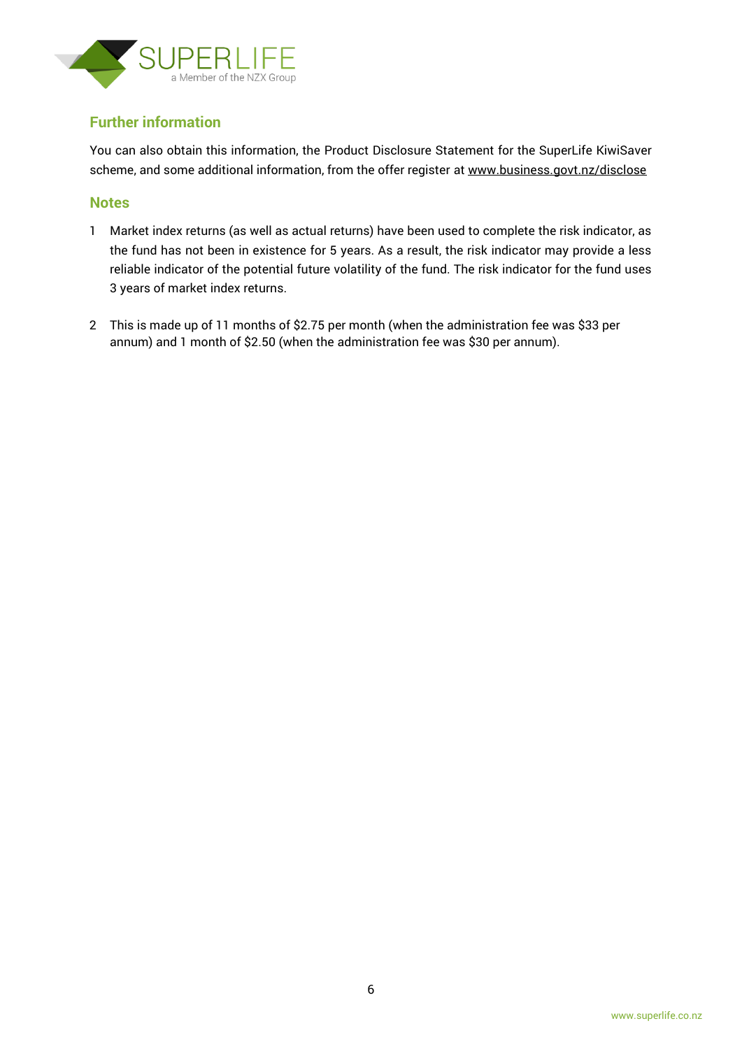## Further information

You can also obtain this information, the Product Disclosure Statement for the SuperLife KiwiSaver scheme, and some additional information, from the offer register at www.business.govt.nz/disclose

## Notes

1. Market index returns (as well as actual returns) have been used to complete the risk indicator, as the fund has not been in existence for 5 years. As a result, the risk indicator may provide a less reliable indicator of the potential future volatility of the fund. The risk indicator for the fund uses 3 years of market index returns.

2. This is made up of 11 months of $2.75 per month (when the administration fee was $33 per annum) and 1 month of $2.50 (when the administration fee was $30 per annum).